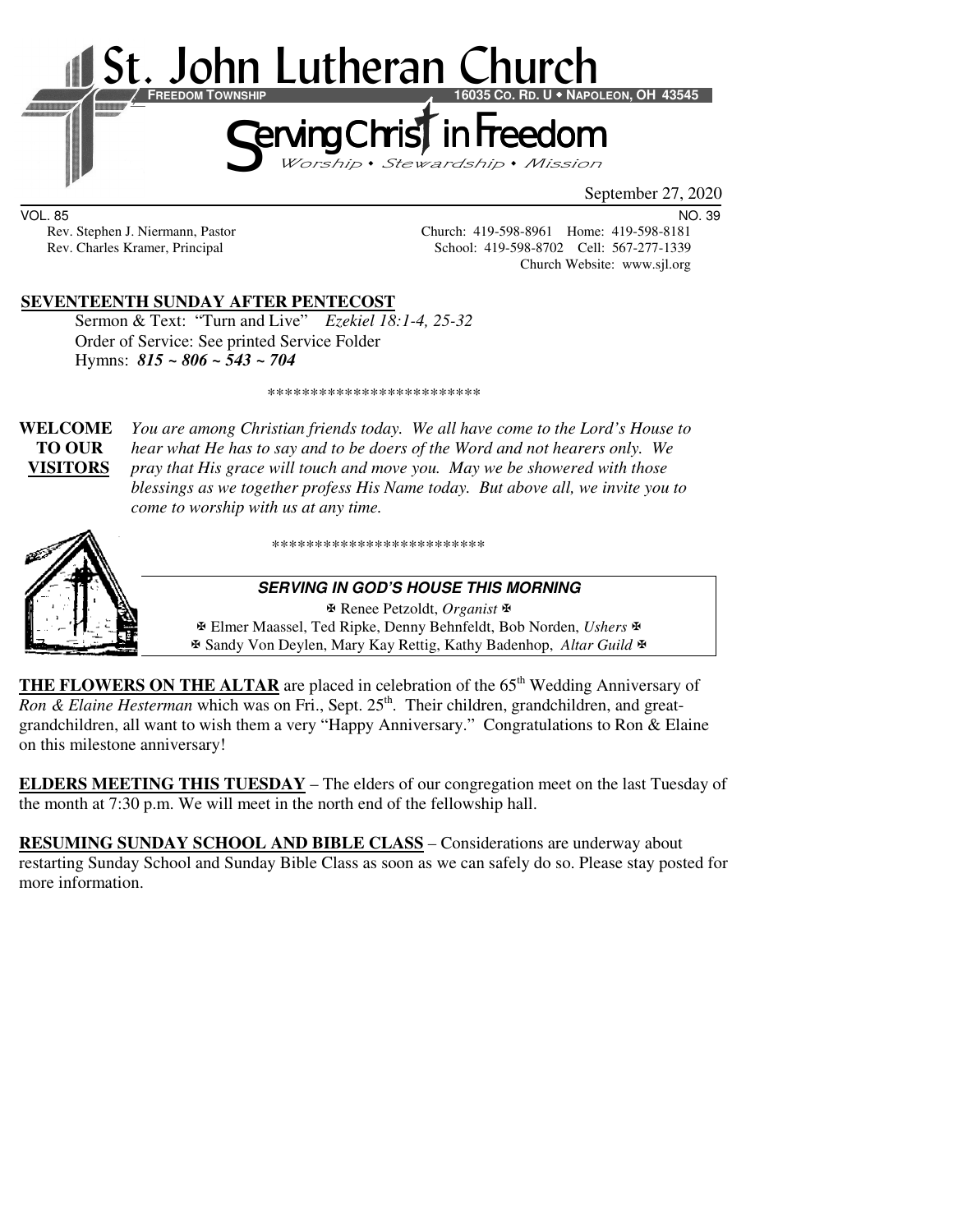# St. John Lutheran Church

**FREEDOM TOWNSHIP** **16035 CO. RD. U • NAPOLEON, OH 43545**

## Serving Christ in Freedom

*Worship • Stewardship • Mission*

September 27, 2020

VOL. 85 NO. 39

Rev. Stephen J. Niermann, Pastor  
Rev. Charles Kramer, Principal

Church: 419-598-8961 Home: 419-598-8181  
School: 419-598-8702 Cell: 567-277-1339  
Church Website: www.sjl.org

**SEVENTEENTH SUNDAY AFTER PENTECOST**

Sermon & Text: "Turn and Live" *Ezekiel 18:1-4, 25-32*  
Order of Service: See printed Service Folder  
Hymns: ***815 ~ 806 ~ 543 ~ 704***

\*\*\*\*\*\*\*\*\*\*\*\*\*\*\*\*\*\*\*\*\*\*\*\*\*

**WELCOME TO OUR VISITORS** *You are among Christian friends today. We all have come to the Lord's House to hear what He has to say and to be doers of the Word and not hearers only. We pray that His grace will touch and move you. May we be showered with those blessings as we together profess His Name today. But above all, we invite you to come to worship with us at any time.*

\*\*\*\*\*\*\*\*\*\*\*\*\*\*\*\*\*\*\*\*\*\*\*\*\*

***SERVING IN GOD'S HOUSE THIS MORNING***

✠ Renee Petzoldt, *Organist* ✠  
✠ Elmer Maassel, Ted Ripke, Denny Behnfeldt, Bob Norden, *Ushers* ✠  
✠ Sandy Von Deylen, Mary Kay Rettig, Kathy Badenhop, *Altar Guild* ✠

**THE FLOWERS ON THE ALTAR** are placed in celebration of the 65th Wedding Anniversary of *Ron & Elaine Hesterman* which was on Fri., Sept. 25th. Their children, grandchildren, and great-grandchildren, all want to wish them a very "Happy Anniversary." Congratulations to Ron & Elaine on this milestone anniversary!

**ELDERS MEETING THIS TUESDAY** – The elders of our congregation meet on the last Tuesday of the month at 7:30 p.m. We will meet in the north end of the fellowship hall.

**RESUMING SUNDAY SCHOOL AND BIBLE CLASS** – Considerations are underway about restarting Sunday School and Sunday Bible Class as soon as we can safely do so. Please stay posted for more information.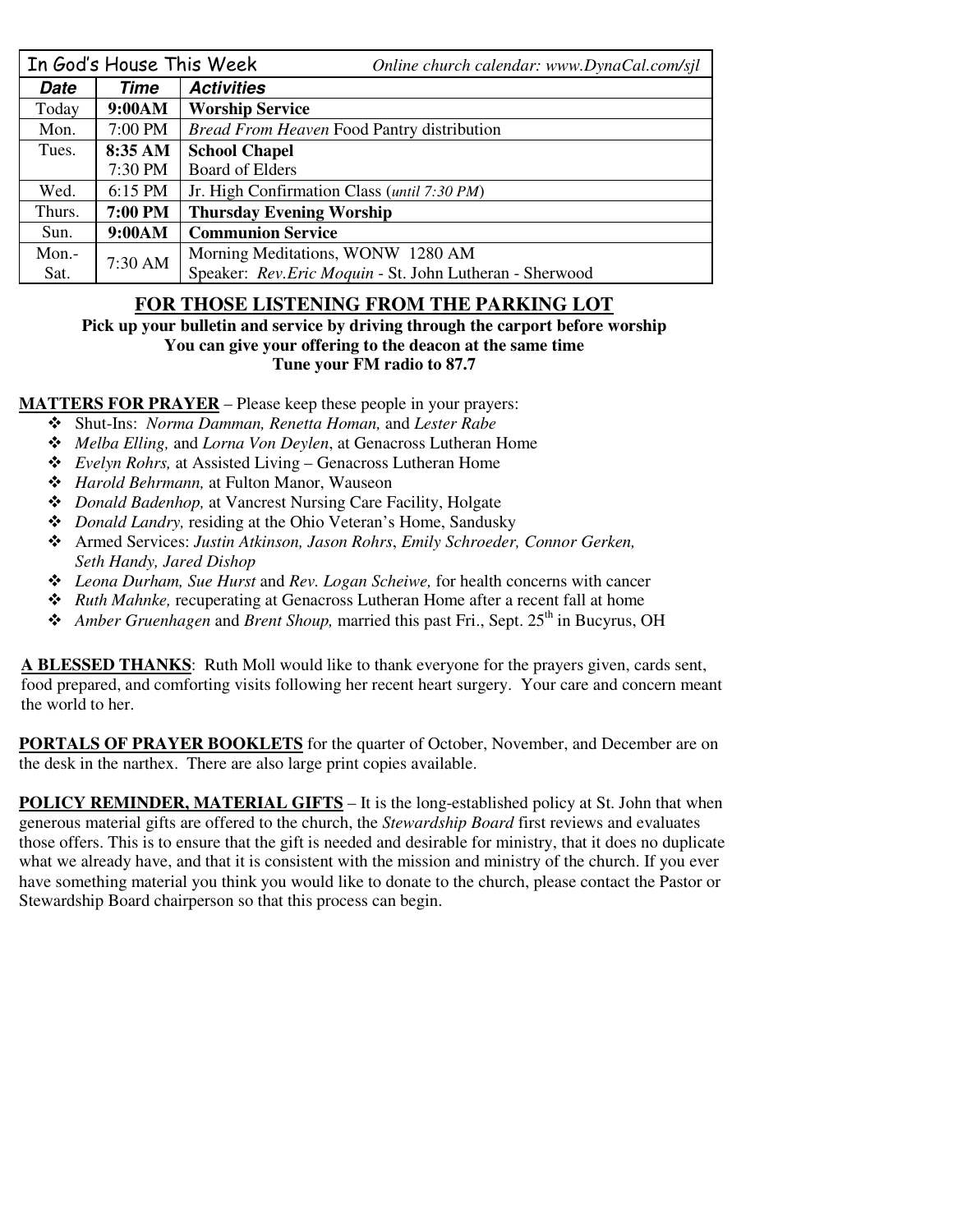| In God's House This Week | | *Online church calendar: www.DynaCal.com/sjl* |
|---|---|---|
| ***Date*** | ***Time*** | ***Activities*** |
| Today | **9:00AM** | **Worship Service** |
| Mon. | 7:00 PM | *Bread From Heaven* Food Pantry distribution |
| Tues. | **8:35 AM** | **School Chapel** |
| | 7:30 PM | Board of Elders |
| Wed. | 6:15 PM | Jr. High Confirmation Class (*until 7:30 PM*) |
| Thurs. | **7:00 PM** | **Thursday Evening Worship** |
| Sun. | **9:00AM** | **Communion Service** |
| Mon.-Sat. | 7:30 AM | Morning Meditations, WONW 1280 AM<br>Speaker: *Rev.Eric Moquin* - St. John Lutheran - Sherwood |

## FOR THOSE LISTENING FROM THE PARKING LOT

**Pick up your bulletin and service by driving through the carport before worship**
**You can give your offering to the deacon at the same time**
**Tune your FM radio to 87.7**

**MATTERS FOR PRAYER** – Please keep these people in your prayers:

- Shut-Ins: *Norma Damman, Renetta Homan,* and *Lester Rabe*
- *Melba Elling,* and *Lorna Von Deylen*, at Genacross Lutheran Home
- *Evelyn Rohrs,* at Assisted Living – Genacross Lutheran Home
- *Harold Behrmann,* at Fulton Manor, Wauseon
- *Donald Badenhop,* at Vancrest Nursing Care Facility, Holgate
- *Donald Landry,* residing at the Ohio Veteran's Home, Sandusky
- Armed Services: *Justin Atkinson, Jason Rohrs*, *Emily Schroeder, Connor Gerken, Seth Handy, Jared Dishop*
- *Leona Durham, Sue Hurst* and *Rev. Logan Scheiwe,* for health concerns with cancer
- *Ruth Mahnke,* recuperating at Genacross Lutheran Home after a recent fall at home
- *Amber Gruenhagen* and *Brent Shoup,* married this past Fri., Sept. 25th in Bucyrus, OH

**A BLESSED THANKS**: Ruth Moll would like to thank everyone for the prayers given, cards sent, food prepared, and comforting visits following her recent heart surgery. Your care and concern meant the world to her.

**PORTALS OF PRAYER BOOKLETS** for the quarter of October, November, and December are on the desk in the narthex. There are also large print copies available.

**POLICY REMINDER, MATERIAL GIFTS** – It is the long-established policy at St. John that when generous material gifts are offered to the church, the *Stewardship Board* first reviews and evaluates those offers. This is to ensure that the gift is needed and desirable for ministry, that it does no duplicate what we already have, and that it is consistent with the mission and ministry of the church. If you ever have something material you think you would like to donate to the church, please contact the Pastor or Stewardship Board chairperson so that this process can begin.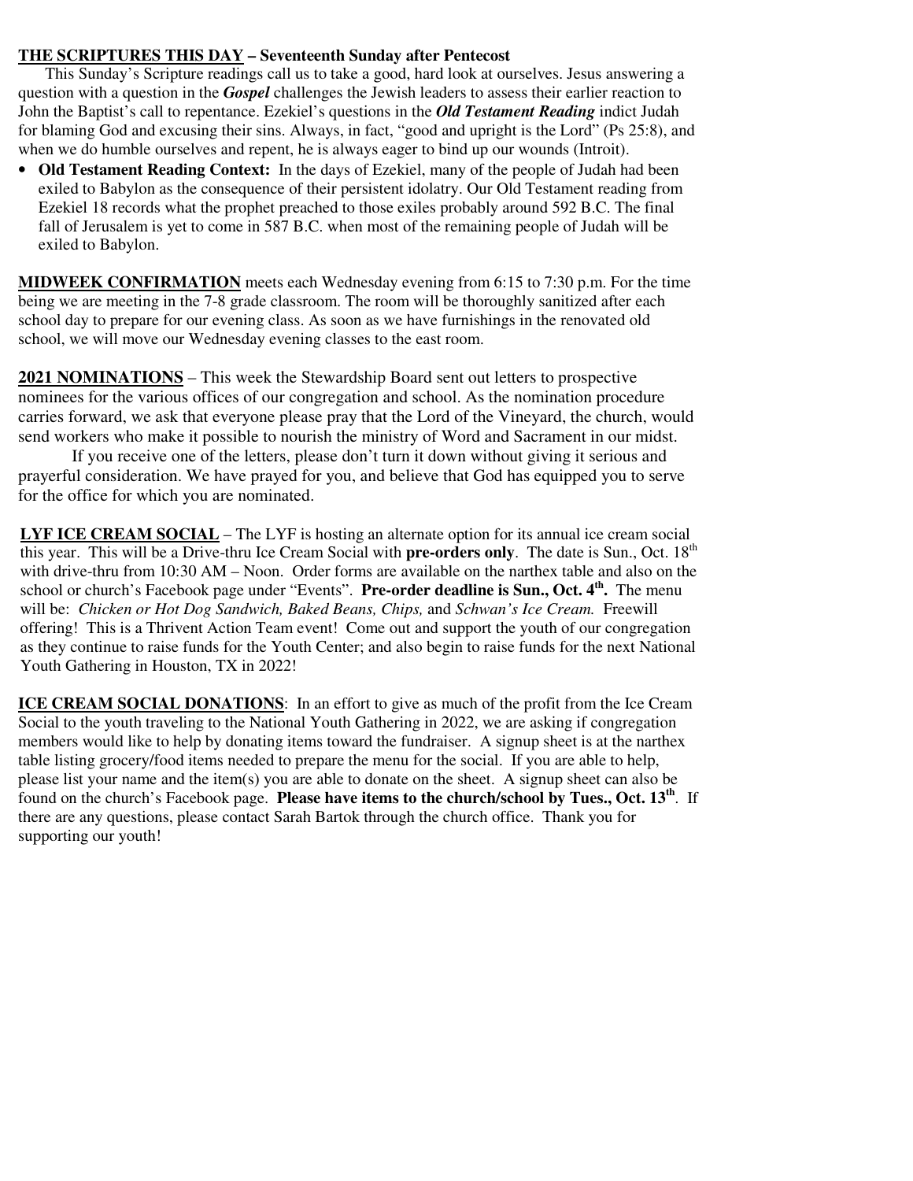**<u>THE SCRIPTURES THIS DAY</u> – Seventeenth Sunday after Pentecost**

This Sunday's Scripture readings call us to take a good, hard look at ourselves. Jesus answering a question with a question in the ***Gospel*** challenges the Jewish leaders to assess their earlier reaction to John the Baptist's call to repentance. Ezekiel's questions in the ***Old Testament Reading*** indict Judah for blaming God and excusing their sins. Always, in fact, "good and upright is the Lord" (Ps 25:8), and when we do humble ourselves and repent, he is always eager to bind up our wounds (Introit).

- **Old Testament Reading Context:** In the days of Ezekiel, many of the people of Judah had been exiled to Babylon as the consequence of their persistent idolatry. Our Old Testament reading from Ezekiel 18 records what the prophet preached to those exiles probably around 592 B.C. The final fall of Jerusalem is yet to come in 587 B.C. when most of the remaining people of Judah will be exiled to Babylon.

**<u>MIDWEEK CONFIRMATION</u>** meets each Wednesday evening from 6:15 to 7:30 p.m. For the time being we are meeting in the 7-8 grade classroom. The room will be thoroughly sanitized after each school day to prepare for our evening class. As soon as we have furnishings in the renovated old school, we will move our Wednesday evening classes to the east room.

**<u>2021 NOMINATIONS</u>** – This week the Stewardship Board sent out letters to prospective nominees for the various offices of our congregation and school. As the nomination procedure carries forward, we ask that everyone please pray that the Lord of the Vineyard, the church, would send workers who make it possible to nourish the ministry of Word and Sacrament in our midst.

If you receive one of the letters, please don't turn it down without giving it serious and prayerful consideration. We have prayed for you, and believe that God has equipped you to serve for the office for which you are nominated.

**<u>LYF ICE CREAM SOCIAL</u>** – The LYF is hosting an alternate option for its annual ice cream social this year. This will be a Drive-thru Ice Cream Social with **pre-orders only**. The date is Sun., Oct. 18th with drive-thru from 10:30 AM – Noon. Order forms are available on the narthex table and also on the school or church's Facebook page under "Events". **Pre-order deadline is Sun., Oct. 4th.** The menu will be: *Chicken or Hot Dog Sandwich, Baked Beans, Chips,* and *Schwan's Ice Cream.* Freewill offering! This is a Thrivent Action Team event! Come out and support the youth of our congregation as they continue to raise funds for the Youth Center; and also begin to raise funds for the next National Youth Gathering in Houston, TX in 2022!

**<u>ICE CREAM SOCIAL DONATIONS</u>**: In an effort to give as much of the profit from the Ice Cream Social to the youth traveling to the National Youth Gathering in 2022, we are asking if congregation members would like to help by donating items toward the fundraiser. A signup sheet is at the narthex table listing grocery/food items needed to prepare the menu for the social. If you are able to help, please list your name and the item(s) you are able to donate on the sheet. A signup sheet can also be found on the church's Facebook page. **Please have items to the church/school by Tues., Oct. 13th**. If there are any questions, please contact Sarah Bartok through the church office. Thank you for supporting our youth!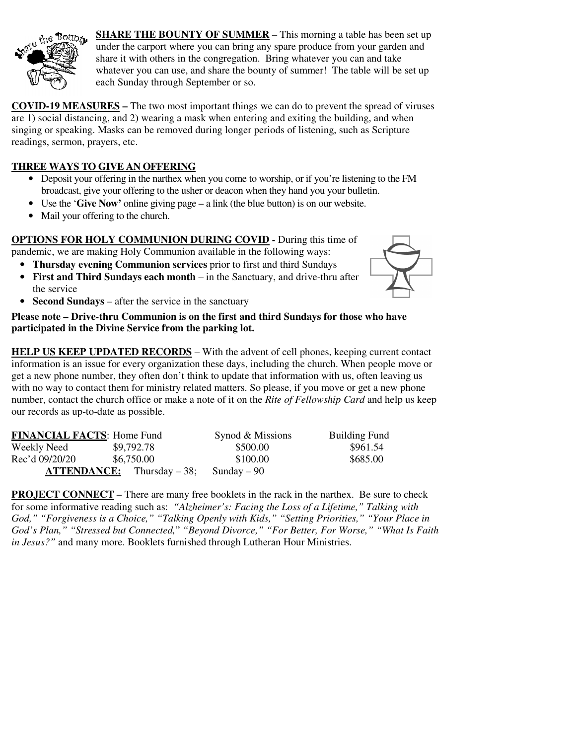**SHARE THE BOUNTY OF SUMMER** – This morning a table has been set up under the carport where you can bring any spare produce from your garden and share it with others in the congregation. Bring whatever you can and take whatever you can use, and share the bounty of summer! The table will be set up each Sunday through September or so.

**COVID-19 MEASURES –** The two most important things we can do to prevent the spread of viruses are 1) social distancing, and 2) wearing a mask when entering and exiting the building, and when singing or speaking. Masks can be removed during longer periods of listening, such as Scripture readings, sermon, prayers, etc.

**THREE WAYS TO GIVE AN OFFERING**

- Deposit your offering in the narthex when you come to worship, or if you're listening to the FM broadcast, give your offering to the usher or deacon when they hand you your bulletin.
- Use the '**Give Now'** online giving page – a link (the blue button) is on our website.
- Mail your offering to the church.

**OPTIONS FOR HOLY COMMUNION DURING COVID -** During this time of pandemic, we are making Holy Communion available in the following ways:

- **Thursday evening Communion services** prior to first and third Sundays
- **First and Third Sundays each month** – in the Sanctuary, and drive-thru after the service
- **Second Sundays** – after the service in the sanctuary

**Please note – Drive-thru Communion is on the first and third Sundays for those who have participated in the Divine Service from the parking lot.**

**HELP US KEEP UPDATED RECORDS** – With the advent of cell phones, keeping current contact information is an issue for every organization these days, including the church. When people move or get a new phone number, they often don't think to update that information with us, often leaving us with no way to contact them for ministry related matters. So please, if you move or get a new phone number, contact the church office or make a note of it on the *Rite of Fellowship Card* and help us keep our records as up-to-date as possible.

| **FINANCIAL FACTS**: | Home Fund | Synod & Missions | Building Fund |
|---|---|---|---|
| Weekly Need | \$9,792.78 | \$500.00 | \$961.54 |
| Rec'd 09/20/20 | \$6,750.00 | \$100.00 | \$685.00 |

**ATTENDANCE:** Thursday – 38; Sunday – 90

**PROJECT CONNECT** – There are many free booklets in the rack in the narthex. Be sure to check for some informative reading such as: *"Alzheimer's: Facing the Loss of a Lifetime," Talking with God," "Forgiveness is a Choice," "Talking Openly with Kids," "Setting Priorities," "Your Place in God's Plan," "Stressed but Connected," "Beyond Divorce," "For Better, For Worse," "What Is Faith in Jesus?"* and many more. Booklets furnished through Lutheran Hour Ministries.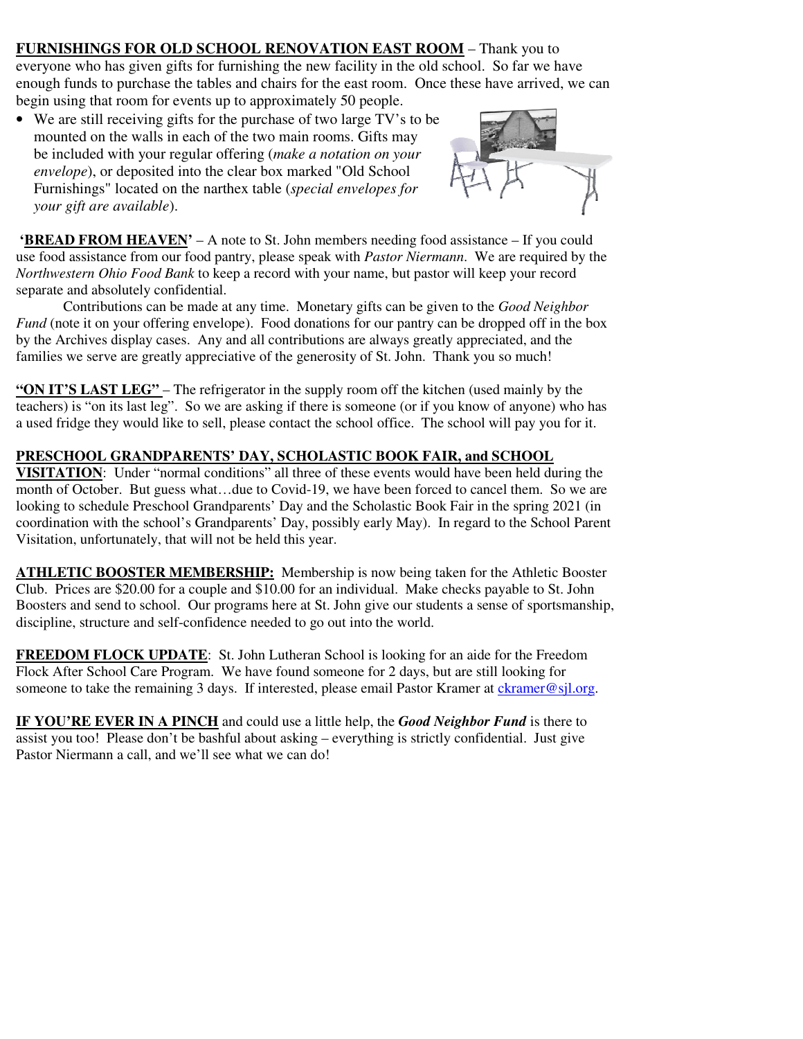**FURNISHINGS FOR OLD SCHOOL RENOVATION EAST ROOM** – Thank you to everyone who has given gifts for furnishing the new facility in the old school. So far we have enough funds to purchase the tables and chairs for the east room. Once these have arrived, we can begin using that room for events up to approximately 50 people.

- We are still receiving gifts for the purchase of two large TV's to be mounted on the walls in each of the two main rooms. Gifts may be included with your regular offering (*make a notation on your envelope*), or deposited into the clear box marked "Old School Furnishings" located on the narthex table (*special envelopes for your gift are available*).

**'BREAD FROM HEAVEN'** – A note to St. John members needing food assistance – If you could use food assistance from our food pantry, please speak with *Pastor Niermann*. We are required by the *Northwestern Ohio Food Bank* to keep a record with your name, but pastor will keep your record separate and absolutely confidential.

Contributions can be made at any time. Monetary gifts can be given to the *Good Neighbor Fund* (note it on your offering envelope). Food donations for our pantry can be dropped off in the box by the Archives display cases. Any and all contributions are always greatly appreciated, and the families we serve are greatly appreciative of the generosity of St. John. Thank you so much!

**"ON IT'S LAST LEG"** – The refrigerator in the supply room off the kitchen (used mainly by the teachers) is "on its last leg". So we are asking if there is someone (or if you know of anyone) who has a used fridge they would like to sell, please contact the school office. The school will pay you for it.

**PRESCHOOL GRANDPARENTS' DAY, SCHOLASTIC BOOK FAIR, and SCHOOL VISITATION**: Under "normal conditions" all three of these events would have been held during the month of October. But guess what…due to Covid-19, we have been forced to cancel them. So we are looking to schedule Preschool Grandparents' Day and the Scholastic Book Fair in the spring 2021 (in coordination with the school's Grandparents' Day, possibly early May). In regard to the School Parent Visitation, unfortunately, that will not be held this year.

**ATHLETIC BOOSTER MEMBERSHIP:** Membership is now being taken for the Athletic Booster Club. Prices are $20.00 for a couple and $10.00 for an individual. Make checks payable to St. John Boosters and send to school. Our programs here at St. John give our students a sense of sportsmanship, discipline, structure and self-confidence needed to go out into the world.

**FREEDOM FLOCK UPDATE**: St. John Lutheran School is looking for an aide for the Freedom Flock After School Care Program. We have found someone for 2 days, but are still looking for someone to take the remaining 3 days. If interested, please email Pastor Kramer at ckramer@sjl.org.

**IF YOU'RE EVER IN A PINCH** and could use a little help, the ***Good Neighbor Fund*** is there to assist you too! Please don't be bashful about asking – everything is strictly confidential. Just give Pastor Niermann a call, and we'll see what we can do!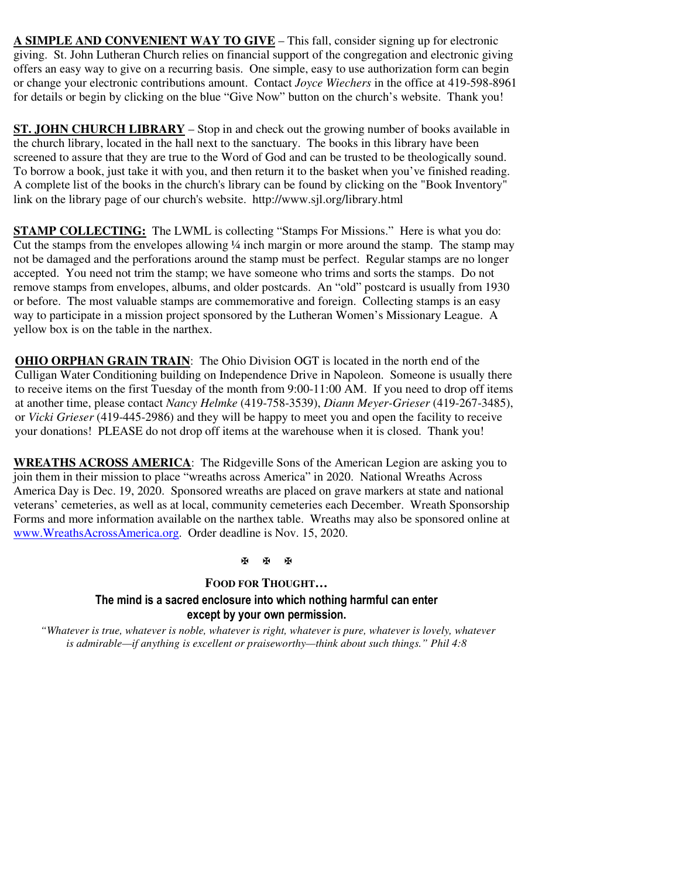**A SIMPLE AND CONVENIENT WAY TO GIVE** – This fall, consider signing up for electronic giving. St. John Lutheran Church relies on financial support of the congregation and electronic giving offers an easy way to give on a recurring basis. One simple, easy to use authorization form can begin or change your electronic contributions amount. Contact *Joyce Wiechers* in the office at 419-598-8961 for details or begin by clicking on the blue "Give Now" button on the church's website. Thank you!

**ST. JOHN CHURCH LIBRARY** – Stop in and check out the growing number of books available in the church library, located in the hall next to the sanctuary. The books in this library have been screened to assure that they are true to the Word of God and can be trusted to be theologically sound. To borrow a book, just take it with you, and then return it to the basket when you've finished reading. A complete list of the books in the church's library can be found by clicking on the "Book Inventory" link on the library page of our church's website. http://www.sjl.org/library.html

**STAMP COLLECTING:** The LWML is collecting "Stamps For Missions." Here is what you do: Cut the stamps from the envelopes allowing ¼ inch margin or more around the stamp. The stamp may not be damaged and the perforations around the stamp must be perfect. Regular stamps are no longer accepted. You need not trim the stamp; we have someone who trims and sorts the stamps. Do not remove stamps from envelopes, albums, and older postcards. An "old" postcard is usually from 1930 or before. The most valuable stamps are commemorative and foreign. Collecting stamps is an easy way to participate in a mission project sponsored by the Lutheran Women's Missionary League. A yellow box is on the table in the narthex.

**OHIO ORPHAN GRAIN TRAIN**: The Ohio Division OGT is located in the north end of the Culligan Water Conditioning building on Independence Drive in Napoleon. Someone is usually there to receive items on the first Tuesday of the month from 9:00-11:00 AM. If you need to drop off items at another time, please contact *Nancy Helmke* (419-758-3539), *Diann Meyer-Grieser* (419-267-3485), or *Vicki Grieser* (419-445-2986) and they will be happy to meet you and open the facility to receive your donations! PLEASE do not drop off items at the warehouse when it is closed. Thank you!

**WREATHS ACROSS AMERICA**: The Ridgeville Sons of the American Legion are asking you to join them in their mission to place "wreaths across America" in 2020. National Wreaths Across America Day is Dec. 19, 2020. Sponsored wreaths are placed on grave markers at state and national veterans' cemeteries, as well as at local, community cemeteries each December. Wreath Sponsorship Forms and more information available on the narthex table. Wreaths may also be sponsored online at www.WreathsAcrossAmerica.org. Order deadline is Nov. 15, 2020.

✠ ✠ ✠

**FOOD FOR THOUGHT…**

**The mind is a sacred enclosure into which nothing harmful can enter except by your own permission.**

*"Whatever is true, whatever is noble, whatever is right, whatever is pure, whatever is lovely, whatever is admirable—if anything is excellent or praiseworthy—think about such things." Phil 4:8*